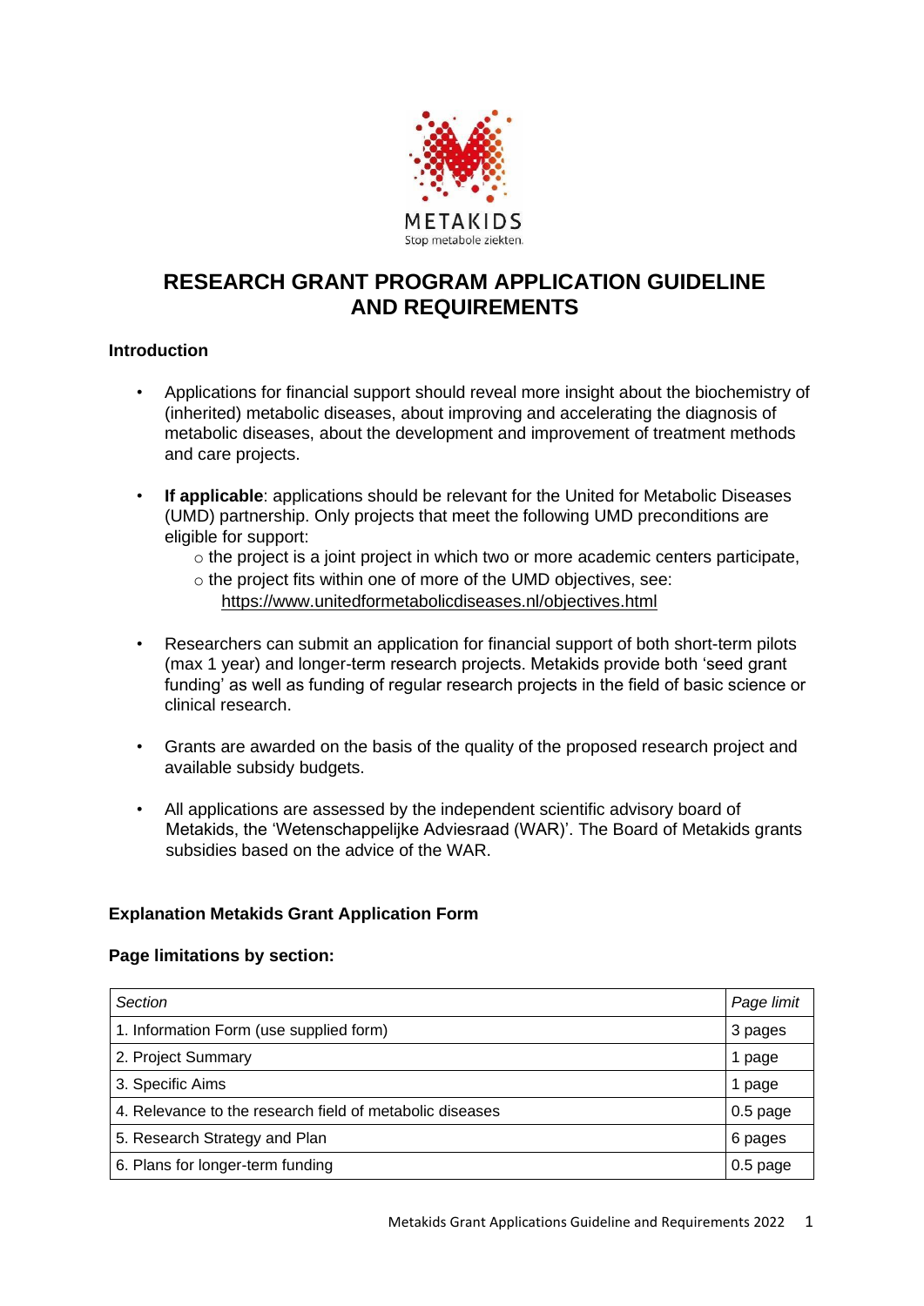METAKIDS

Stop metabole ziekten.

# RESEARCH GRANT PROGRAM APPLICATION GUIDELINE AND REQUIREMENTS

## Introduction

- Applications for financial support should reveal more insight about the biochemistry of (inherited) metabolic diseases, about improving and accelerating the diagnosis of metabolic diseases, about the development and improvement of treatment methods and care projects.

- **If applicable**: applications should be relevant for the United for Metabolic Diseases (UMD) partnership. Only projects that meet the following UMD preconditions are eligible for support:
  - the project is a joint project in which two or more academic centers participate,
  - the project fits within one of more of the UMD objectives, see: https://www.unitedformetabolicdiseases.nl/objectives.html

- Researchers can submit an application for financial support of both short-term pilots (max 1 year) and longer-term research projects. Metakids provide both 'seed grant funding' as well as funding of regular research projects in the field of basic science or clinical research.

- Grants are awarded on the basis of the quality of the proposed research project and available subsidy budgets.

- All applications are assessed by the independent scientific advisory board of Metakids, the 'Wetenschappelijke Adviesraad (WAR)'. The Board of Metakids grants subsidies based on the advice of the WAR.

## Explanation Metakids Grant Application Form

### Page limitations by section:

| *Section* | *Page limit* |
|---|---|
| 1. Information Form (use supplied form) | 3 pages |
| 2. Project Summary | 1 page |
| 3. Specific Aims | 1 page |
| 4. Relevance to the research field of metabolic diseases | 0.5 page |
| 5. Research Strategy and Plan | 6 pages |
| 6. Plans for longer-term funding | 0.5 page |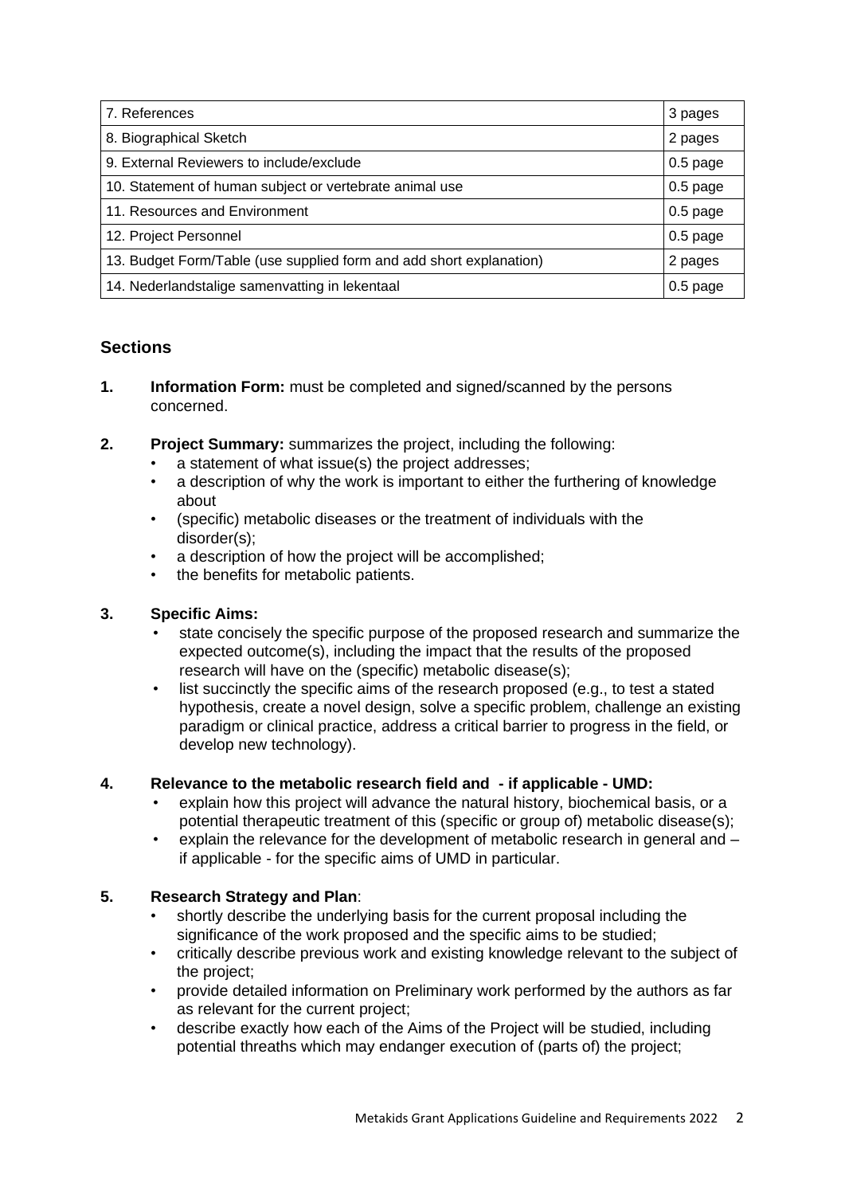| 7. References | 3 pages |
|---|---|
| 8. Biographical Sketch | 2 pages |
| 9. External Reviewers to include/exclude | 0.5 page |
| 10. Statement of human subject or vertebrate animal use | 0.5 page |
| 11. Resources and Environment | 0.5 page |
| 12. Project Personnel | 0.5 page |
| 13. Budget Form/Table (use supplied form and add short explanation) | 2 pages |
| 14. Nederlandstalige samenvatting in lekentaal | 0.5 page |

## Sections

**1. Information Form:** must be completed and signed/scanned by the persons concerned.

**2. Project Summary:** summarizes the project, including the following:

- a statement of what issue(s) the project addresses;
- a description of why the work is important to either the furthering of knowledge about
- (specific) metabolic diseases or the treatment of individuals with the disorder(s);
- a description of how the project will be accomplished;
- the benefits for metabolic patients.

**3. Specific Aims:**

- state concisely the specific purpose of the proposed research and summarize the expected outcome(s), including the impact that the results of the proposed research will have on the (specific) metabolic disease(s);
- list succinctly the specific aims of the research proposed (e.g., to test a stated hypothesis, create a novel design, solve a specific problem, challenge an existing paradigm or clinical practice, address a critical barrier to progress in the field, or develop new technology).

**4. Relevance to the metabolic research field and - if applicable - UMD:**

- explain how this project will advance the natural history, biochemical basis, or a potential therapeutic treatment of this (specific or group of) metabolic disease(s);
- explain the relevance for the development of metabolic research in general and – if applicable - for the specific aims of UMD in particular.

**5. Research Strategy and Plan**:

- shortly describe the underlying basis for the current proposal including the significance of the work proposed and the specific aims to be studied;
- critically describe previous work and existing knowledge relevant to the subject of the project;
- provide detailed information on Preliminary work performed by the authors as far as relevant for the current project;
- describe exactly how each of the Aims of the Project will be studied, including potential threaths which may endanger execution of (parts of) the project;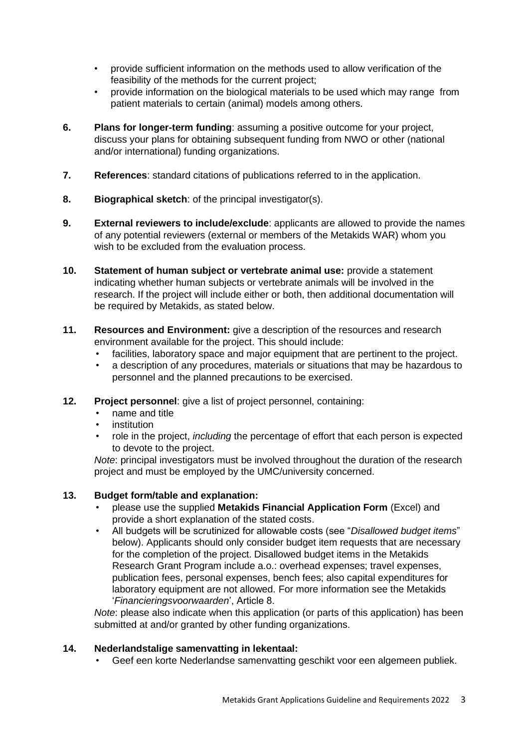- provide sufficient information on the methods used to allow verification of the feasibility of the methods for the current project;
- provide information on the biological materials to be used which may range from patient materials to certain (animal) models among others.

**6. Plans for longer-term funding**: assuming a positive outcome for your project, discuss your plans for obtaining subsequent funding from NWO or other (national and/or international) funding organizations.

**7. References**: standard citations of publications referred to in the application.

**8. Biographical sketch**: of the principal investigator(s).

**9. External reviewers to include/exclude**: applicants are allowed to provide the names of any potential reviewers (external or members of the Metakids WAR) whom you wish to be excluded from the evaluation process.

**10. Statement of human subject or vertebrate animal use:** provide a statement indicating whether human subjects or vertebrate animals will be involved in the research. If the project will include either or both, then additional documentation will be required by Metakids, as stated below.

**11. Resources and Environment:** give a description of the resources and research environment available for the project. This should include:

- facilities, laboratory space and major equipment that are pertinent to the project.
- a description of any procedures, materials or situations that may be hazardous to personnel and the planned precautions to be exercised.

**12. Project personnel**: give a list of project personnel, containing:

- name and title
- institution
- role in the project, *including* the percentage of effort that each person is expected to devote to the project.

*Note*: principal investigators must be involved throughout the duration of the research project and must be employed by the UMC/university concerned.

**13. Budget form/table and explanation:**

- please use the supplied **Metakids Financial Application Form** (Excel) and provide a short explanation of the stated costs.
- All budgets will be scrutinized for allowable costs (see "*Disallowed budget items*" below). Applicants should only consider budget item requests that are necessary for the completion of the project. Disallowed budget items in the Metakids Research Grant Program include a.o.: overhead expenses; travel expenses, publication fees, personal expenses, bench fees; also capital expenditures for laboratory equipment are not allowed. For more information see the Metakids '*Financieringsvoorwaarden*', Article 8.

*Note*: please also indicate when this application (or parts of this application) has been submitted at and/or granted by other funding organizations.

**14. Nederlandstalige samenvatting in lekentaal:**

- Geef een korte Nederlandse samenvatting geschikt voor een algemeen publiek.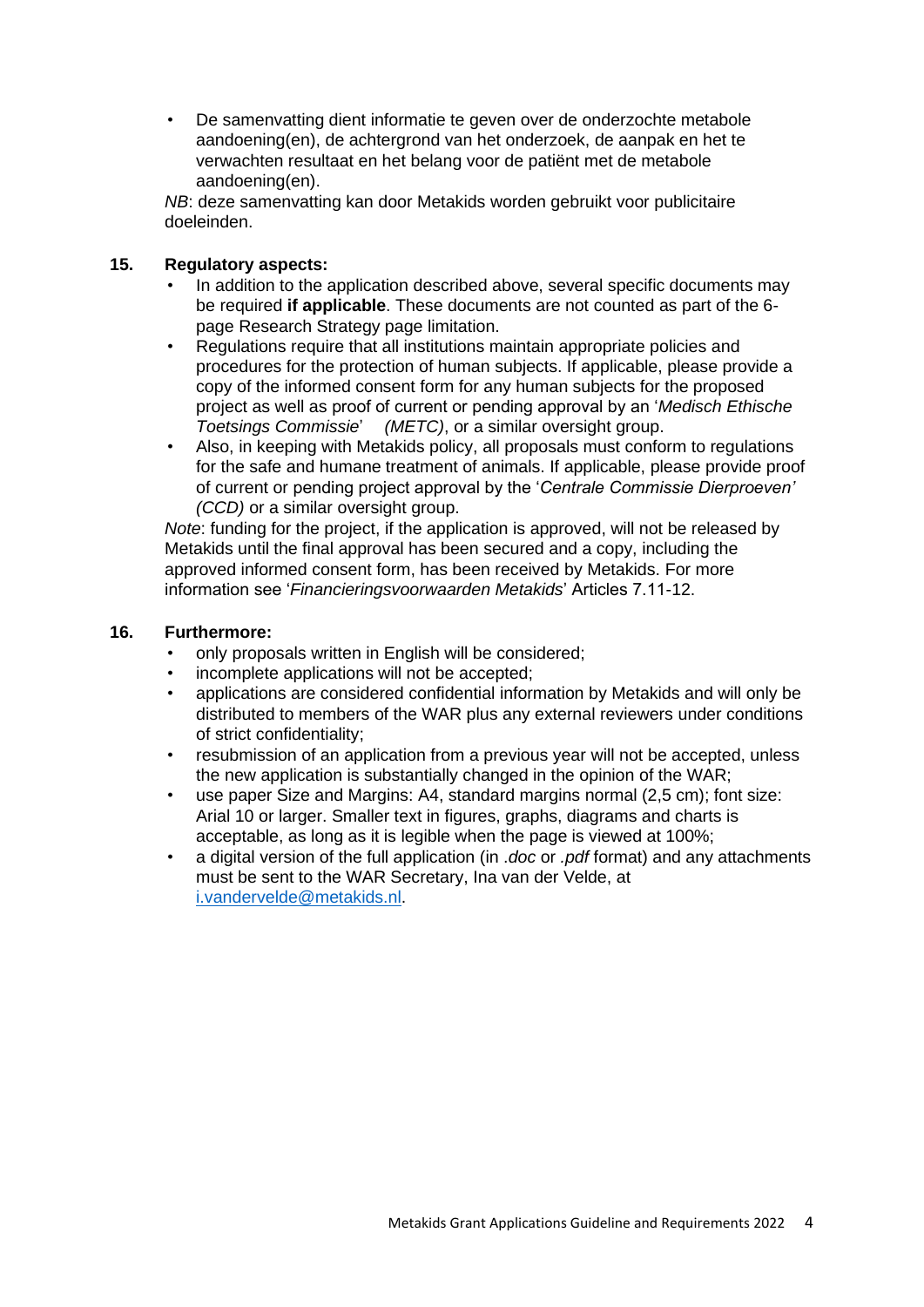- De samenvatting dient informatie te geven over de onderzochte metabole aandoening(en), de achtergrond van het onderzoek, de aanpak en het te verwachten resultaat en het belang voor de patiënt met de metabole aandoening(en).

*NB*: deze samenvatting kan door Metakids worden gebruikt voor publicitaire doeleinden.

**15. Regulatory aspects:**

- In addition to the application described above, several specific documents may be required **if applicable**. These documents are not counted as part of the 6-page Research Strategy page limitation.
- Regulations require that all institutions maintain appropriate policies and procedures for the protection of human subjects. If applicable, please provide a copy of the informed consent form for any human subjects for the proposed project as well as proof of current or pending approval by an '*Medisch Ethische Toetsings Commissie*' *(METC)*, or a similar oversight group.
- Also, in keeping with Metakids policy, all proposals must conform to regulations for the safe and humane treatment of animals. If applicable, please provide proof of current or pending project approval by the '*Centrale Commissie Dierproeven' (CCD)* or a similar oversight group.

*Note*: funding for the project, if the application is approved, will not be released by Metakids until the final approval has been secured and a copy, including the approved informed consent form, has been received by Metakids. For more information see '*Financieringsvoorwaarden Metakids*' Articles 7.11-12.

**16. Furthermore:**

- only proposals written in English will be considered;
- incomplete applications will not be accepted;
- applications are considered confidential information by Metakids and will only be distributed to members of the WAR plus any external reviewers under conditions of strict confidentiality;
- resubmission of an application from a previous year will not be accepted, unless the new application is substantially changed in the opinion of the WAR;
- use paper Size and Margins: A4, standard margins normal (2,5 cm); font size: Arial 10 or larger. Smaller text in figures, graphs, diagrams and charts is acceptable, as long as it is legible when the page is viewed at 100%;
- a digital version of the full application (in *.doc* or *.pdf* format) and any attachments must be sent to the WAR Secretary, Ina van der Velde, at i.vandervelde@metakids.nl.